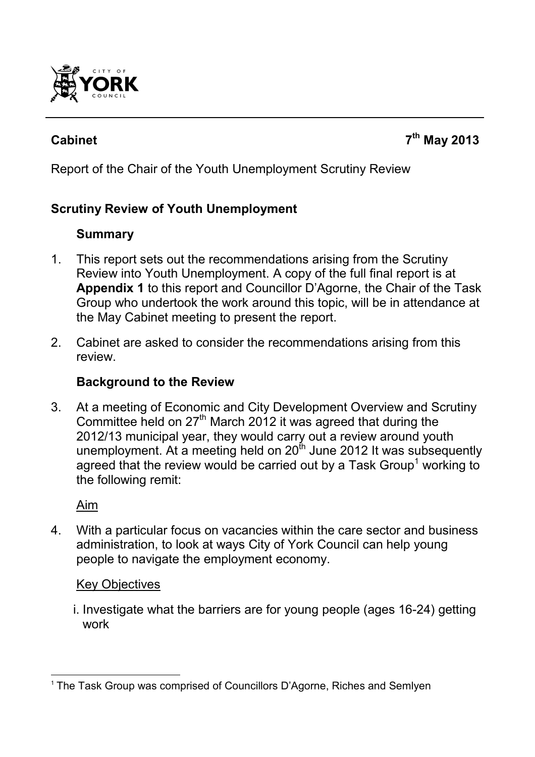**Cabinet** **7th May 2013**

Report of the Chair of the Youth Unemployment Scrutiny Review

## Scrutiny Review of Youth Unemployment

### Summary

1. This report sets out the recommendations arising from the Scrutiny Review into Youth Unemployment. A copy of the full final report is at **Appendix 1** to this report and Councillor D'Agorne, the Chair of the Task Group who undertook the work around this topic, will be in attendance at the May Cabinet meeting to present the report.

2. Cabinet are asked to consider the recommendations arising from this review.

### Background to the Review

3. At a meeting of Economic and City Development Overview and Scrutiny Committee held on 27th March 2012 it was agreed that during the 2012/13 municipal year, they would carry out a review around youth unemployment. At a meeting held on 20th June 2012 It was subsequently agreed that the review would be carried out by a Task Group[1] working to the following remit:

   Aim

4. With a particular focus on vacancies within the care sector and business administration, to look at ways City of York Council can help young people to navigate the employment economy.

   Key Objectives

   i. Investigate what the barriers are for young people (ages 16-24) getting work

[1] The Task Group was comprised of Councillors D'Agorne, Riches and Semlyen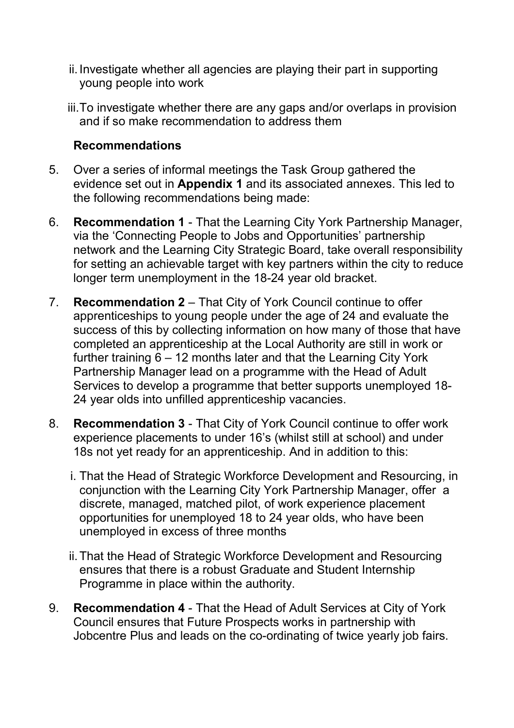ii. Investigate whether all agencies are playing their part in supporting young people into work

iii. To investigate whether there are any gaps and/or overlaps in provision and if so make recommendation to address them

### Recommendations

5. Over a series of informal meetings the Task Group gathered the evidence set out in **Appendix 1** and its associated annexes. This led to the following recommendations being made:

6. **Recommendation 1** - That the Learning City York Partnership Manager, via the 'Connecting People to Jobs and Opportunities' partnership network and the Learning City Strategic Board, take overall responsibility for setting an achievable target with key partners within the city to reduce longer term unemployment in the 18-24 year old bracket.

7. **Recommendation 2** – That City of York Council continue to offer apprenticeships to young people under the age of 24 and evaluate the success of this by collecting information on how many of those that have completed an apprenticeship at the Local Authority are still in work or further training 6 – 12 months later and that the Learning City York Partnership Manager lead on a programme with the Head of Adult Services to develop a programme that better supports unemployed 18-24 year olds into unfilled apprenticeship vacancies.

8. **Recommendation 3** - That City of York Council continue to offer work experience placements to under 16's (whilst still at school) and under 18s not yet ready for an apprenticeship. And in addition to this:

   i. That the Head of Strategic Workforce Development and Resourcing, in conjunction with the Learning City York Partnership Manager, offer a discrete, managed, matched pilot, of work experience placement opportunities for unemployed 18 to 24 year olds, who have been unemployed in excess of three months

   ii. That the Head of Strategic Workforce Development and Resourcing ensures that there is a robust Graduate and Student Internship Programme in place within the authority.

9. **Recommendation 4** - That the Head of Adult Services at City of York Council ensures that Future Prospects works in partnership with Jobcentre Plus and leads on the co-ordinating of twice yearly job fairs.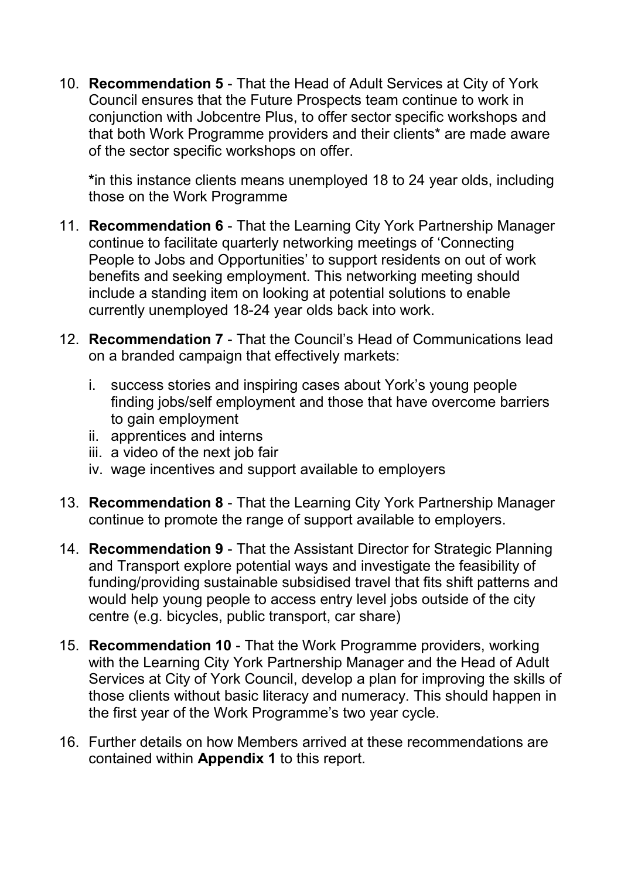10. **Recommendation 5** - That the Head of Adult Services at City of York Council ensures that the Future Prospects team continue to work in conjunction with Jobcentre Plus, to offer sector specific workshops and that both Work Programme providers and their clients* are made aware of the sector specific workshops on offer.

    **\***in this instance clients means unemployed 18 to 24 year olds, including those on the Work Programme

11. **Recommendation 6** - That the Learning City York Partnership Manager continue to facilitate quarterly networking meetings of 'Connecting People to Jobs and Opportunities' to support residents on out of work benefits and seeking employment. This networking meeting should include a standing item on looking at potential solutions to enable currently unemployed 18-24 year olds back into work.

12. **Recommendation 7** - That the Council's Head of Communications lead on a branded campaign that effectively markets:

    i. success stories and inspiring cases about York's young people finding jobs/self employment and those that have overcome barriers to gain employment
    ii. apprentices and interns
    iii. a video of the next job fair
    iv. wage incentives and support available to employers

13. **Recommendation 8** - That the Learning City York Partnership Manager continue to promote the range of support available to employers.

14. **Recommendation 9** - That the Assistant Director for Strategic Planning and Transport explore potential ways and investigate the feasibility of funding/providing sustainable subsidised travel that fits shift patterns and would help young people to access entry level jobs outside of the city centre (e.g. bicycles, public transport, car share)

15. **Recommendation 10** - That the Work Programme providers, working with the Learning City York Partnership Manager and the Head of Adult Services at City of York Council, develop a plan for improving the skills of those clients without basic literacy and numeracy. This should happen in the first year of the Work Programme's two year cycle.

16. Further details on how Members arrived at these recommendations are contained within **Appendix 1** to this report.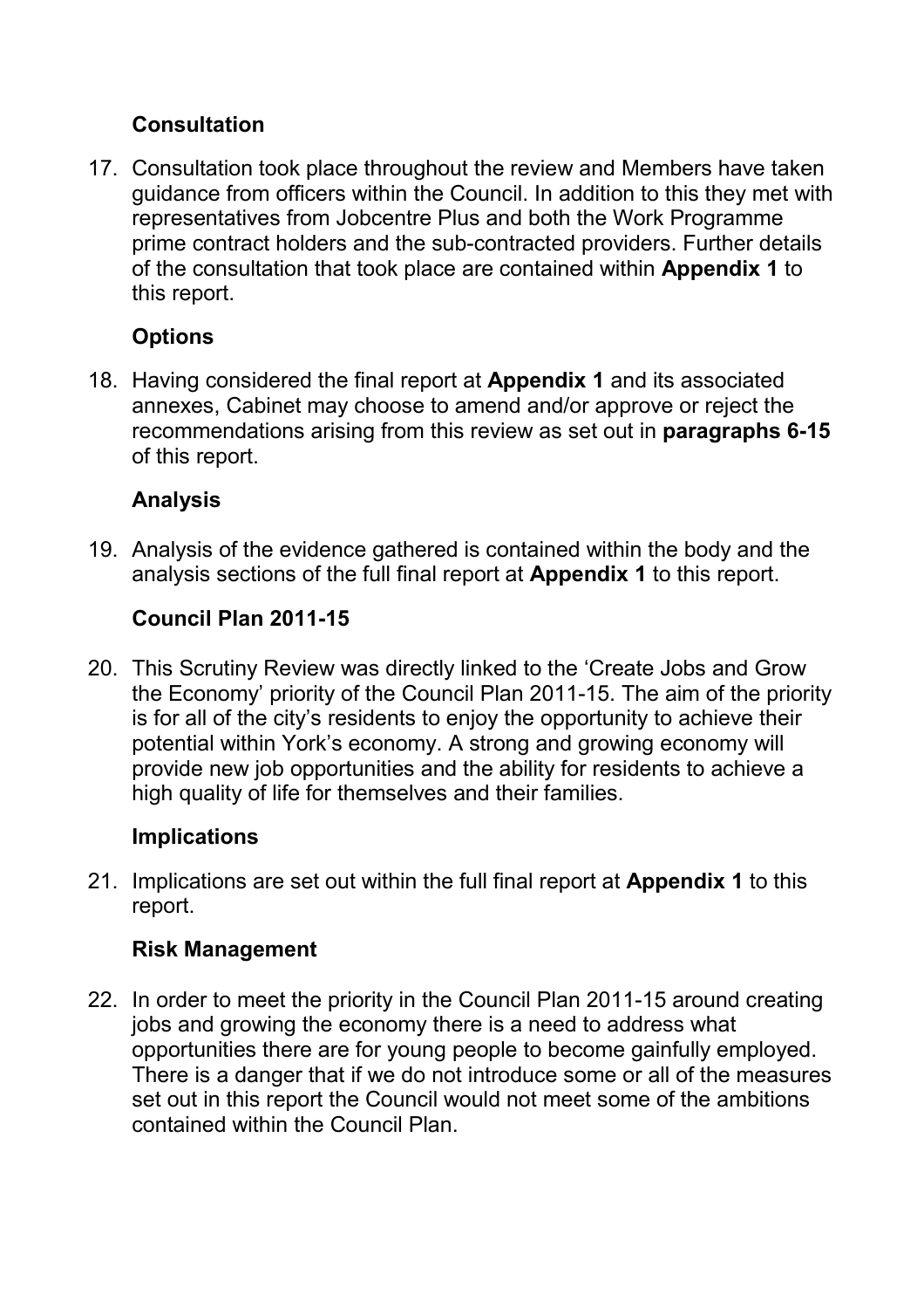## Consultation

17. Consultation took place throughout the review and Members have taken guidance from officers within the Council. In addition to this they met with representatives from Jobcentre Plus and both the Work Programme prime contract holders and the sub-contracted providers. Further details of the consultation that took place are contained within **Appendix 1** to this report.

## Options

18. Having considered the final report at **Appendix 1** and its associated annexes, Cabinet may choose to amend and/or approve or reject the recommendations arising from this review as set out in **paragraphs 6-15** of this report.

## Analysis

19. Analysis of the evidence gathered is contained within the body and the analysis sections of the full final report at **Appendix 1** to this report.

## Council Plan 2011-15

20. This Scrutiny Review was directly linked to the 'Create Jobs and Grow the Economy' priority of the Council Plan 2011-15. The aim of the priority is for all of the city's residents to enjoy the opportunity to achieve their potential within York's economy. A strong and growing economy will provide new job opportunities and the ability for residents to achieve a high quality of life for themselves and their families.

## Implications

21. Implications are set out within the full final report at **Appendix 1** to this report.

## Risk Management

22. In order to meet the priority in the Council Plan 2011-15 around creating jobs and growing the economy there is a need to address what opportunities there are for young people to become gainfully employed. There is a danger that if we do not introduce some or all of the measures set out in this report the Council would not meet some of the ambitions contained within the Council Plan.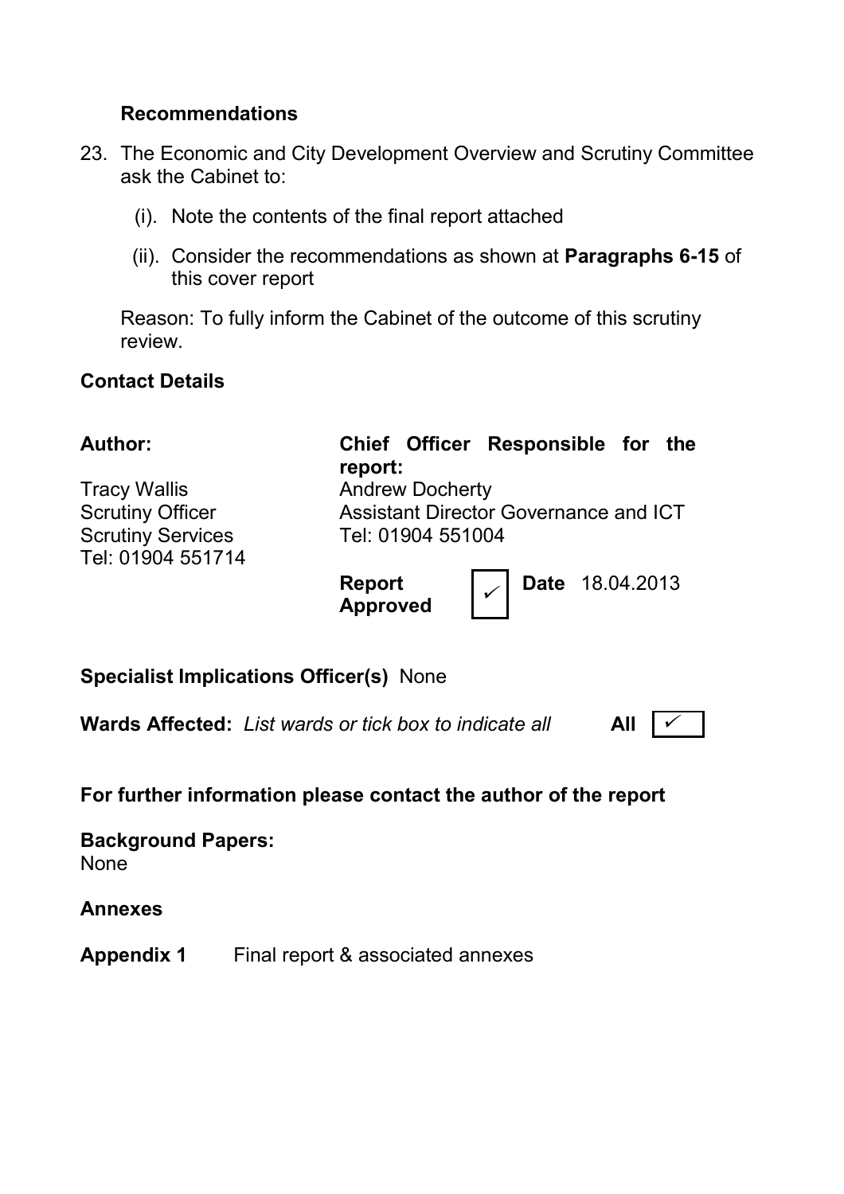**Recommendations**

23. The Economic and City Development Overview and Scrutiny Committee ask the Cabinet to:

    (i). Note the contents of the final report attached

    (ii). Consider the recommendations as shown at **Paragraphs 6-15** of this cover report

    Reason: To fully inform the Cabinet of the outcome of this scrutiny review.

**Contact Details**

| **Author:** | **Chief Officer Responsible for the report:** |
| --- | --- |
| Tracy Wallis<br>Scrutiny Officer<br>Scrutiny Services<br>Tel: 01904 551714 | Andrew Docherty<br>Assistant Director Governance and ICT<br>Tel: 01904 551004 |
| | **Report Approved** ✓ **Date** 18.04.2013 |

**Specialist Implications Officer(s)** None

**Wards Affected:** *List wards or tick box to indicate all* **All** ✓

**For further information please contact the author of the report**

**Background Papers:**
None

**Annexes**

**Appendix 1** Final report & associated annexes